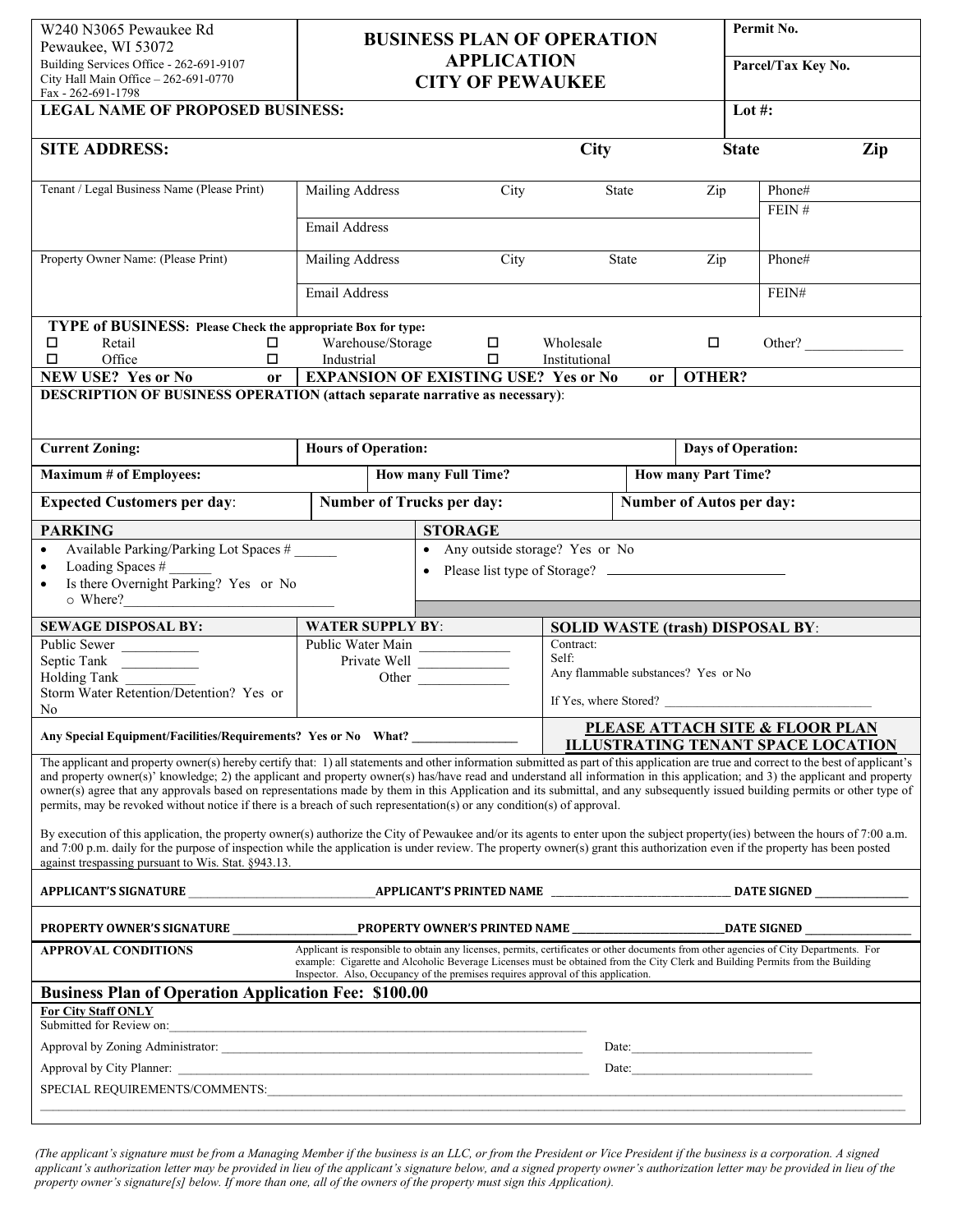W240 N3065 Pewaukee Rd
Pewaukee, WI 53072
Building Services Office - 262-691-9107
City Hall Main Office – 262-691-0770
Fax - 262-691-1798

# BUSINESS PLAN OF OPERATION APPLICATION CITY OF PEWAUKEE

**Permit No.**

**Parcel/Tax Key No.**

**LEGAL NAME OF PROPOSED BUSINESS:** | **Lot #:**

**SITE ADDRESS:** **City** **State** **Zip**

| Tenant / Legal Business Name (Please Print) | Mailing Address City State Zip | Phone# |
|---|---|---|
| | Email Address | FEIN # |
| Property Owner Name: (Please Print) | Mailing Address City State Zip | Phone# |
| | Email Address | FEIN# |

**TYPE of BUSINESS: Please Check the appropriate Box for type:**

☐ Retail ☐ Warehouse/Storage ☐ Wholesale ☐ Other? ______________
☐ Office ☐ Industrial ☐ Institutional

**NEW USE? Yes or No** **or** **EXPANSION OF EXISTING USE? Yes or No** **or** **OTHER?**

**DESCRIPTION OF BUSINESS OPERATION (attach separate narrative as necessary)**:

| **Current Zoning:** | **Hours of Operation:** | **Days of Operation:** |
|---|---|---|
| **Maximum # of Employees:** | **How many Full Time?** | **How many Part Time?** |
| **Expected Customers per day**: | **Number of Trucks per day:** | **Number of Autos per day:** |

| **PARKING** | **STORAGE** |
|---|---|
| • Available Parking/Parking Lot Spaces # ______<br>• Loading Spaces # ______<br>• Is there Overnight Parking? Yes or No<br>  ○ Where?____________________________ | • Any outside storage? Yes or No<br>• Please list type of Storage? ________________________ |

| **SEWAGE DISPOSAL BY:** | **WATER SUPPLY BY**: | **SOLID WASTE (trash) DISPOSAL BY**: |
|---|---|---|
| Public Sewer __________<br>Septic Tank __________<br>Holding Tank __________<br>Storm Water Retention/Detention? Yes or No | Public Water Main ____________<br>Private Well ____________<br>Other ____________ | Contract:<br>Self:<br>Any flammable substances? Yes or No<br>If Yes, where Stored? ______________________________ |
| **Any Special Equipment/Facilities/Requirements? Yes or No What?** ________________ | | **PLEASE ATTACH SITE & FLOOR PLAN ILLUSTRATING TENANT SPACE LOCATION** |

The applicant and property owner(s) hereby certify that: 1) all statements and other information submitted as part of this application are true and correct to the best of applicant's and property owner(s)' knowledge; 2) the applicant and property owner(s) has/have read and understand all information in this application; and 3) the applicant and property owner(s) agree that any approvals based on representations made by them in this Application and its submittal, and any subsequently issued building permits or other type of permits, may be revoked without notice if there is a breach of such representation(s) or any condition(s) of approval.

By execution of this application, the property owner(s) authorize the City of Pewaukee and/or its agents to enter upon the subject property(ies) between the hours of 7:00 a.m. and 7:00 p.m. daily for the purpose of inspection while the application is under review. The property owner(s) grant this authorization even if the property has been posted against trespassing pursuant to Wis. Stat. §943.13.

**APPLICANT'S SIGNATURE** ______________________________**APPLICANT'S PRINTED NAME** ______________________________ **DATE SIGNED** ________________

**PROPERTY OWNER'S SIGNATURE** _____________________**PROPERTY OWNER'S PRINTED NAME** __________________________**DATE SIGNED** __________________

**APPROVAL CONDITIONS** Applicant is responsible to obtain any licenses, permits, certificates or other documents from other agencies of City Departments. For example: Cigarette and Alcoholic Beverage Licenses must be obtained from the City Clerk and Building Permits from the Building Inspector. Also, Occupancy of the premises requires approval of this application.

## Business Plan of Operation Application Fee: $100.00

**For City Staff ONLY**

Submitted for Review on:_________________________________________________________________

Approval by Zoning Administrator: ____________________________________________________________ Date:____________________________

Approval by City Planner: ________________________________________________________________ Date:____________________________

SPECIAL REQUIREMENTS/COMMENTS:____________________________________________________________________________________________

_____________________________________________________________________________________________________________________

*(The applicant's signature must be from a Managing Member if the business is an LLC, or from the President or Vice President if the business is a corporation. A signed applicant's authorization letter may be provided in lieu of the applicant's signature below, and a signed property owner's authorization letter may be provided in lieu of the property owner's signature[s] below. If more than one, all of the owners of the property must sign this Application).*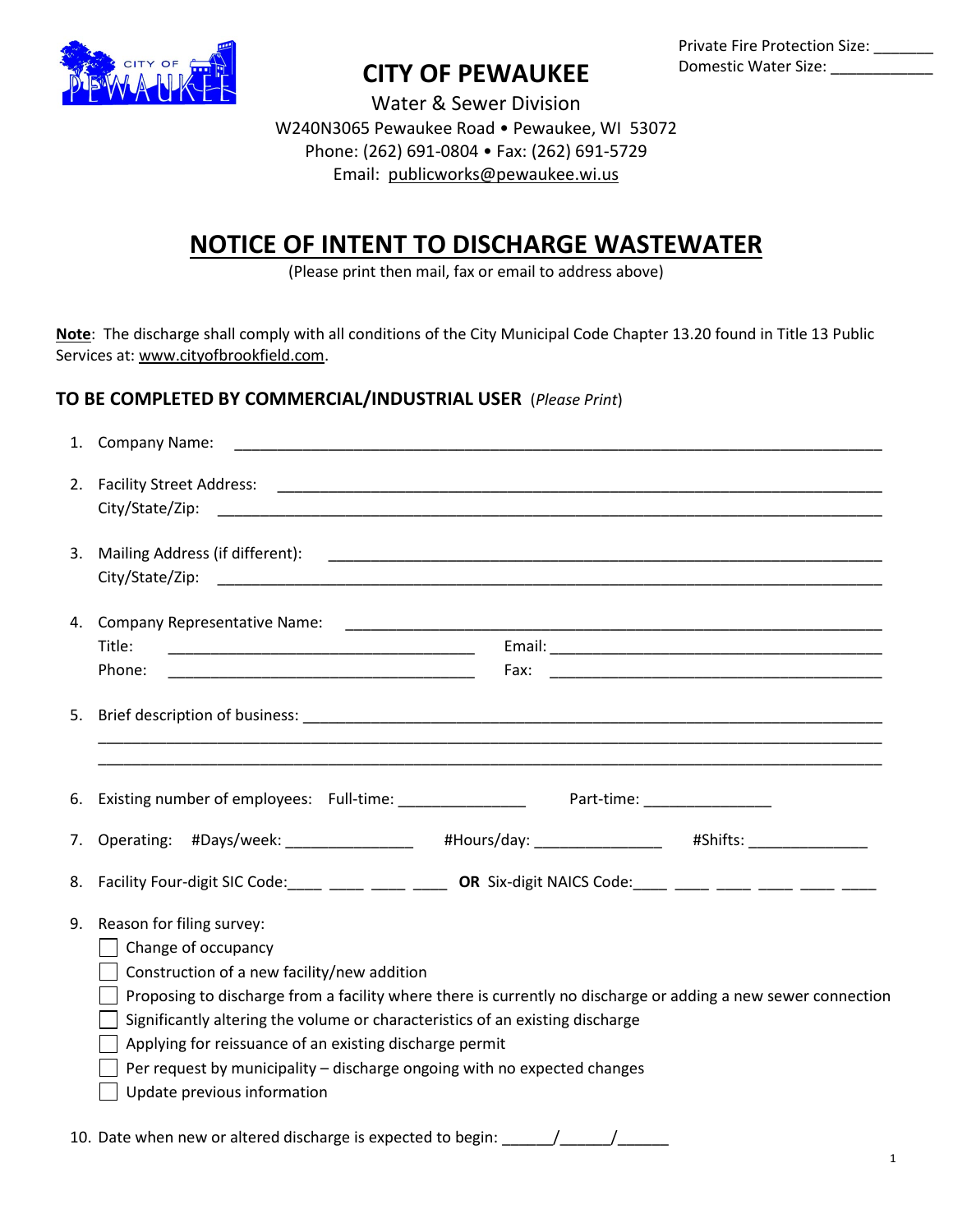Private Fire Protection Size: _______
Domestic Water Size: ____________

# CITY OF PEWAUKEE

Water & Sewer Division
W240N3065 Pewaukee Road • Pewaukee, WI 53072
Phone: (262) 691-0804 • Fax: (262) 691-5729
Email: publicworks@pewaukee.wi.us

## NOTICE OF INTENT TO DISCHARGE WASTEWATER

(Please print then mail, fax or email to address above)

**Note**: The discharge shall comply with all conditions of the City Municipal Code Chapter 13.20 found in Title 13 Public Services at: www.cityofbrookfield.com.

### TO BE COMPLETED BY COMMERCIAL/INDUSTRIAL USER (*Please Print*)

1. Company Name: ______________________________________________

2. Facility Street Address: ______________________________________________
   City/State/Zip: ______________________________________________

3. Mailing Address (if different): ______________________________________________
   City/State/Zip: ______________________________________________

4. Company Representative Name: ______________________________________________
   Title: ______________________ Email: ______________________
   Phone: ______________________ Fax: ______________________

5. Brief description of business: ______________________________________________
   ______________________________________________
   ______________________________________________

6. Existing number of employees: Full-time: _______________ Part-time: _______________

7. Operating: #Days/week: _______________ #Hours/day: _______________ #Shifts: ______________

8. Facility Four-digit SIC Code:____ ____ ____ ____ **OR** Six-digit NAICS Code:____ ____ ____ ____ ____ ____

9. Reason for filing survey:
   - ☐ Change of occupancy
   - ☐ Construction of a new facility/new addition
   - ☐ Proposing to discharge from a facility where there is currently no discharge or adding a new sewer connection
   - ☐ Significantly altering the volume or characteristics of an existing discharge
   - ☐ Applying for reissuance of an existing discharge permit
   - ☐ Per request by municipality – discharge ongoing with no expected changes
   - ☐ Update previous information

10. Date when new or altered discharge is expected to begin: ______/______/______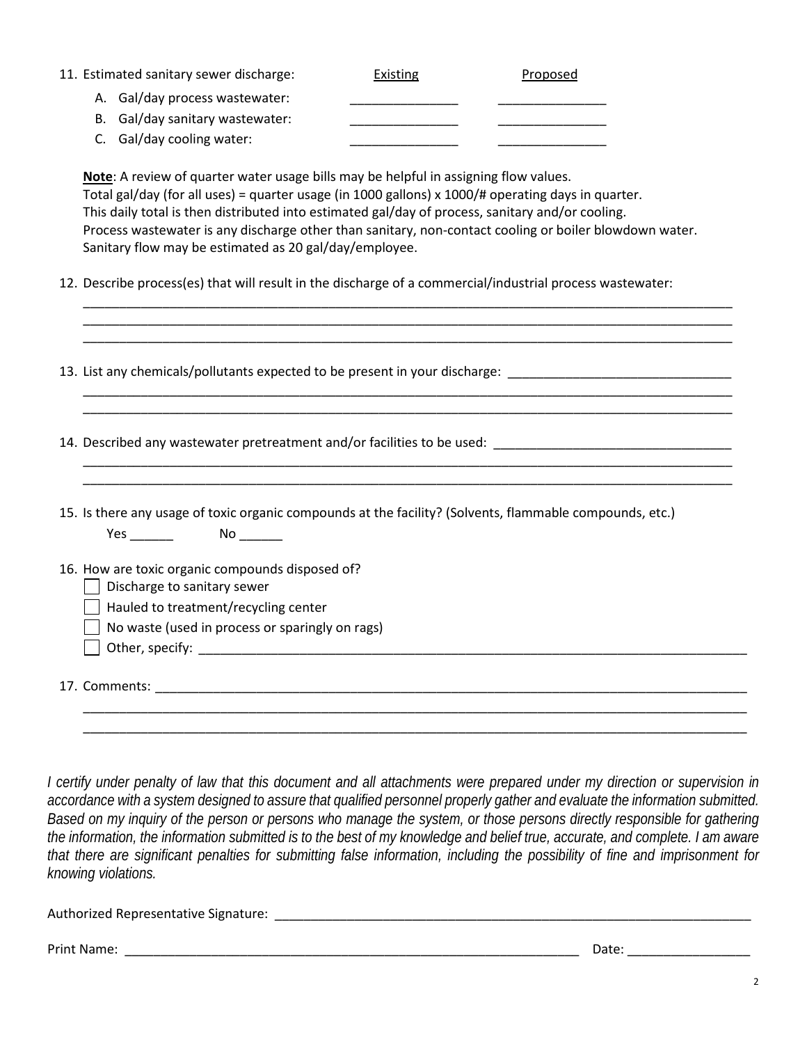11. Estimated sanitary sewer discharge:

| | Existing | Proposed |
|---|---|---|
| A. Gal/day process wastewater: | _______________ | _______________ |
| B. Gal/day sanitary wastewater: | _______________ | _______________ |
| C. Gal/day cooling water: | _______________ | _______________ |

**Note**: A review of quarter water usage bills may be helpful in assigning flow values.
Total gal/day (for all uses) = quarter usage (in 1000 gallons) x 1000/# operating days in quarter.
This daily total is then distributed into estimated gal/day of process, sanitary and/or cooling.
Process wastewater is any discharge other than sanitary, non-contact cooling or boiler blowdown water.
Sanitary flow may be estimated as 20 gal/day/employee.

12. Describe process(es) that will result in the discharge of a commercial/industrial process wastewater:
_______________________________________________________________________________________________
_______________________________________________________________________________________________
_______________________________________________________________________________________________

13. List any chemicals/pollutants expected to be present in your discharge: ______________________________
_______________________________________________________________________________________________
_______________________________________________________________________________________________

14. Described any wastewater pretreatment and/or facilities to be used: _________________________________
_______________________________________________________________________________________________
_______________________________________________________________________________________________

15. Is there any usage of toxic organic compounds at the facility? (Solvents, flammable compounds, etc.)
Yes ______ No ______

16. How are toxic organic compounds disposed of?
- ☐ Discharge to sanitary sewer
- ☐ Hauled to treatment/recycling center
- ☐ No waste (used in process or sparingly on rags)
- ☐ Other, specify: ______________________________________________________________________________

17. Comments: _____________________________________________________________________________________
_______________________________________________________________________________________________
_______________________________________________________________________________________________

*I certify under penalty of law that this document and all attachments were prepared under my direction or supervision in accordance with a system designed to assure that qualified personnel properly gather and evaluate the information submitted. Based on my inquiry of the person or persons who manage the system, or those persons directly responsible for gathering the information, the information submitted is to the best of my knowledge and belief true, accurate, and complete. I am aware that there are significant penalties for submitting false information, including the possibility of fine and imprisonment for knowing violations.*

Authorized Representative Signature: ______________________________________________________________

Print Name: _________________________________________________________________ Date: _________________